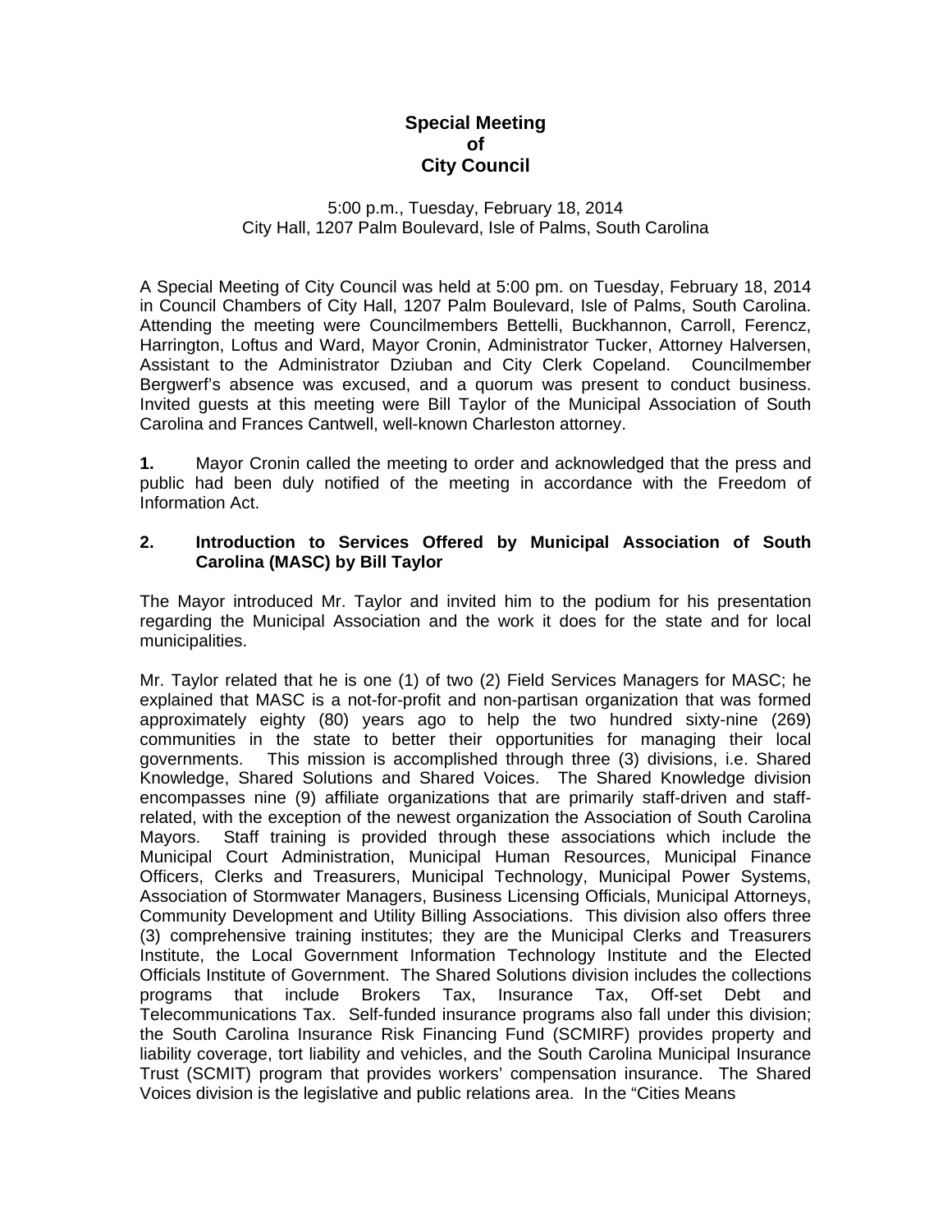# Special Meeting of City Council

5:00 p.m., Tuesday, February 18, 2014
City Hall, 1207 Palm Boulevard, Isle of Palms, South Carolina

A Special Meeting of City Council was held at 5:00 pm. on Tuesday, February 18, 2014 in Council Chambers of City Hall, 1207 Palm Boulevard, Isle of Palms, South Carolina. Attending the meeting were Councilmembers Bettelli, Buckhannon, Carroll, Ferencz, Harrington, Loftus and Ward, Mayor Cronin, Administrator Tucker, Attorney Halversen, Assistant to the Administrator Dziuban and City Clerk Copeland. Councilmember Bergwerf's absence was excused, and a quorum was present to conduct business. Invited guests at this meeting were Bill Taylor of the Municipal Association of South Carolina and Frances Cantwell, well-known Charleston attorney.

**1.** Mayor Cronin called the meeting to order and acknowledged that the press and public had been duly notified of the meeting in accordance with the Freedom of Information Act.

**2. Introduction to Services Offered by Municipal Association of South Carolina (MASC) by Bill Taylor**

The Mayor introduced Mr. Taylor and invited him to the podium for his presentation regarding the Municipal Association and the work it does for the state and for local municipalities.

Mr. Taylor related that he is one (1) of two (2) Field Services Managers for MASC; he explained that MASC is a not-for-profit and non-partisan organization that was formed approximately eighty (80) years ago to help the two hundred sixty-nine (269) communities in the state to better their opportunities for managing their local governments. This mission is accomplished through three (3) divisions, i.e. Shared Knowledge, Shared Solutions and Shared Voices. The Shared Knowledge division encompasses nine (9) affiliate organizations that are primarily staff-driven and staff-related, with the exception of the newest organization the Association of South Carolina Mayors. Staff training is provided through these associations which include the Municipal Court Administration, Municipal Human Resources, Municipal Finance Officers, Clerks and Treasurers, Municipal Technology, Municipal Power Systems, Association of Stormwater Managers, Business Licensing Officials, Municipal Attorneys, Community Development and Utility Billing Associations. This division also offers three (3) comprehensive training institutes; they are the Municipal Clerks and Treasurers Institute, the Local Government Information Technology Institute and the Elected Officials Institute of Government. The Shared Solutions division includes the collections programs that include Brokers Tax, Insurance Tax, Off-set Debt and Telecommunications Tax. Self-funded insurance programs also fall under this division; the South Carolina Insurance Risk Financing Fund (SCMIRF) provides property and liability coverage, tort liability and vehicles, and the South Carolina Municipal Insurance Trust (SCMIT) program that provides workers' compensation insurance. The Shared Voices division is the legislative and public relations area. In the "Cities Means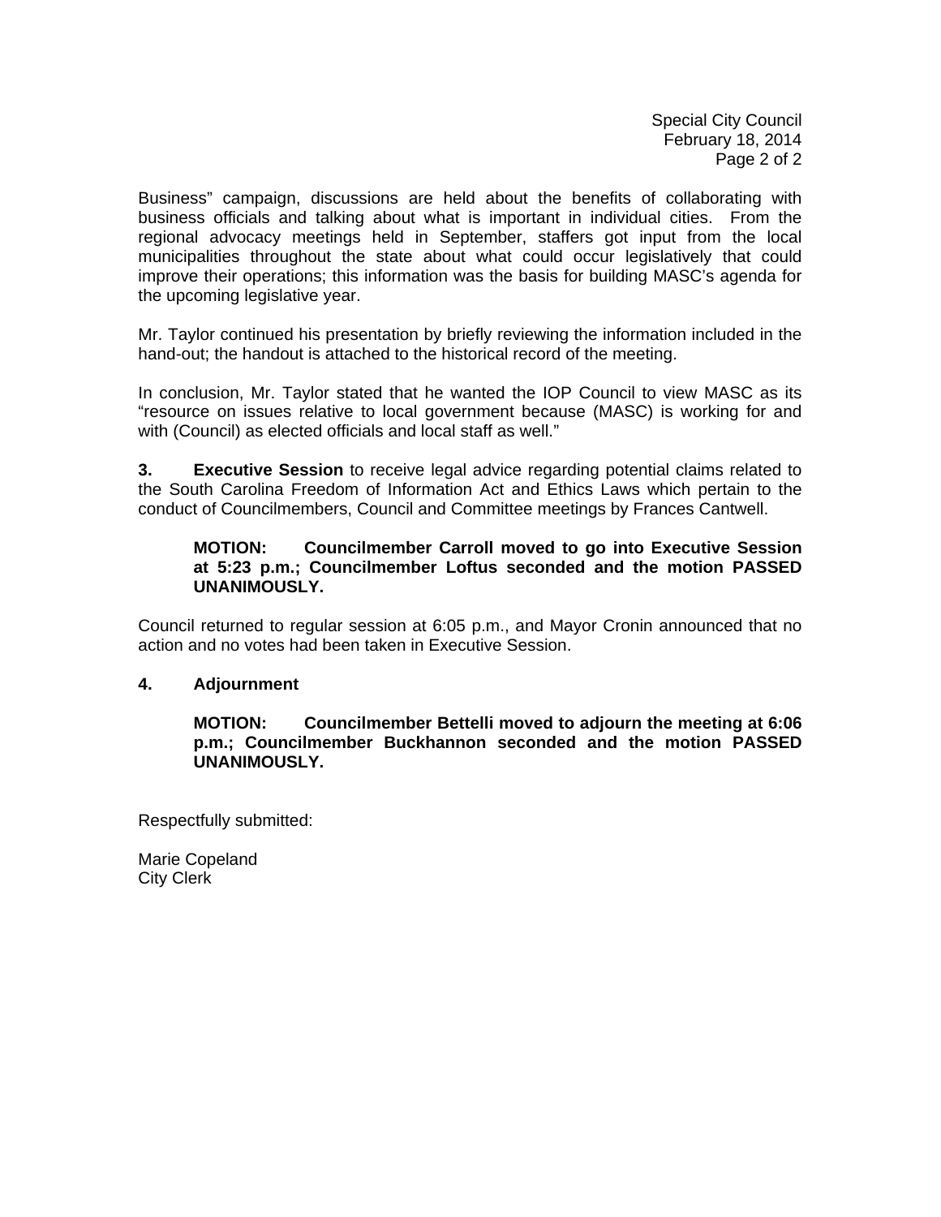Business" campaign, discussions are held about the benefits of collaborating with business officials and talking about what is important in individual cities. From the regional advocacy meetings held in September, staffers got input from the local municipalities throughout the state about what could occur legislatively that could improve their operations; this information was the basis for building MASC's agenda for the upcoming legislative year.

Mr. Taylor continued his presentation by briefly reviewing the information included in the hand-out; the handout is attached to the historical record of the meeting.

In conclusion, Mr. Taylor stated that he wanted the IOP Council to view MASC as its "resource on issues relative to local government because (MASC) is working for and with (Council) as elected officials and local staff as well."

**3. Executive Session** to receive legal advice regarding potential claims related to the South Carolina Freedom of Information Act and Ethics Laws which pertain to the conduct of Councilmembers, Council and Committee meetings by Frances Cantwell.

> **MOTION: Councilmember Carroll moved to go into Executive Session at 5:23 p.m.; Councilmember Loftus seconded and the motion PASSED UNANIMOUSLY.**

Council returned to regular session at 6:05 p.m., and Mayor Cronin announced that no action and no votes had been taken in Executive Session.

**4. Adjournment**

> **MOTION: Councilmember Bettelli moved to adjourn the meeting at 6:06 p.m.; Councilmember Buckhannon seconded and the motion PASSED UNANIMOUSLY.**

Respectfully submitted:

Marie Copeland
City Clerk